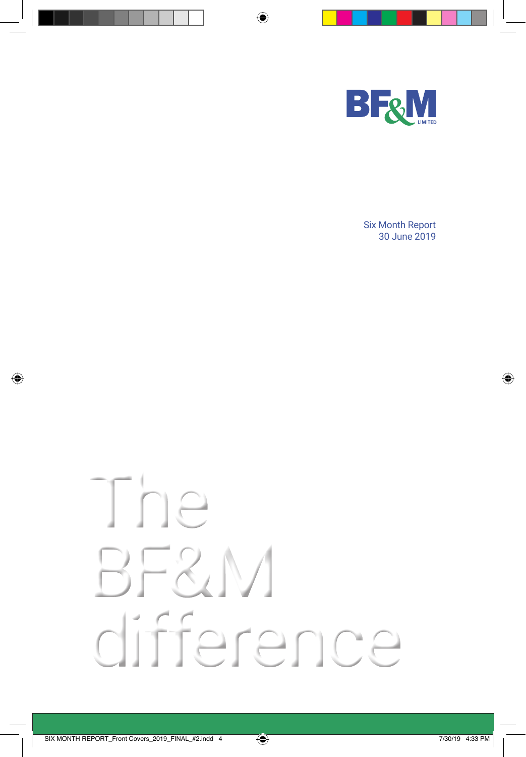BF&M LIMITED

Six Month Report
30 June 2019

# The BF&M difference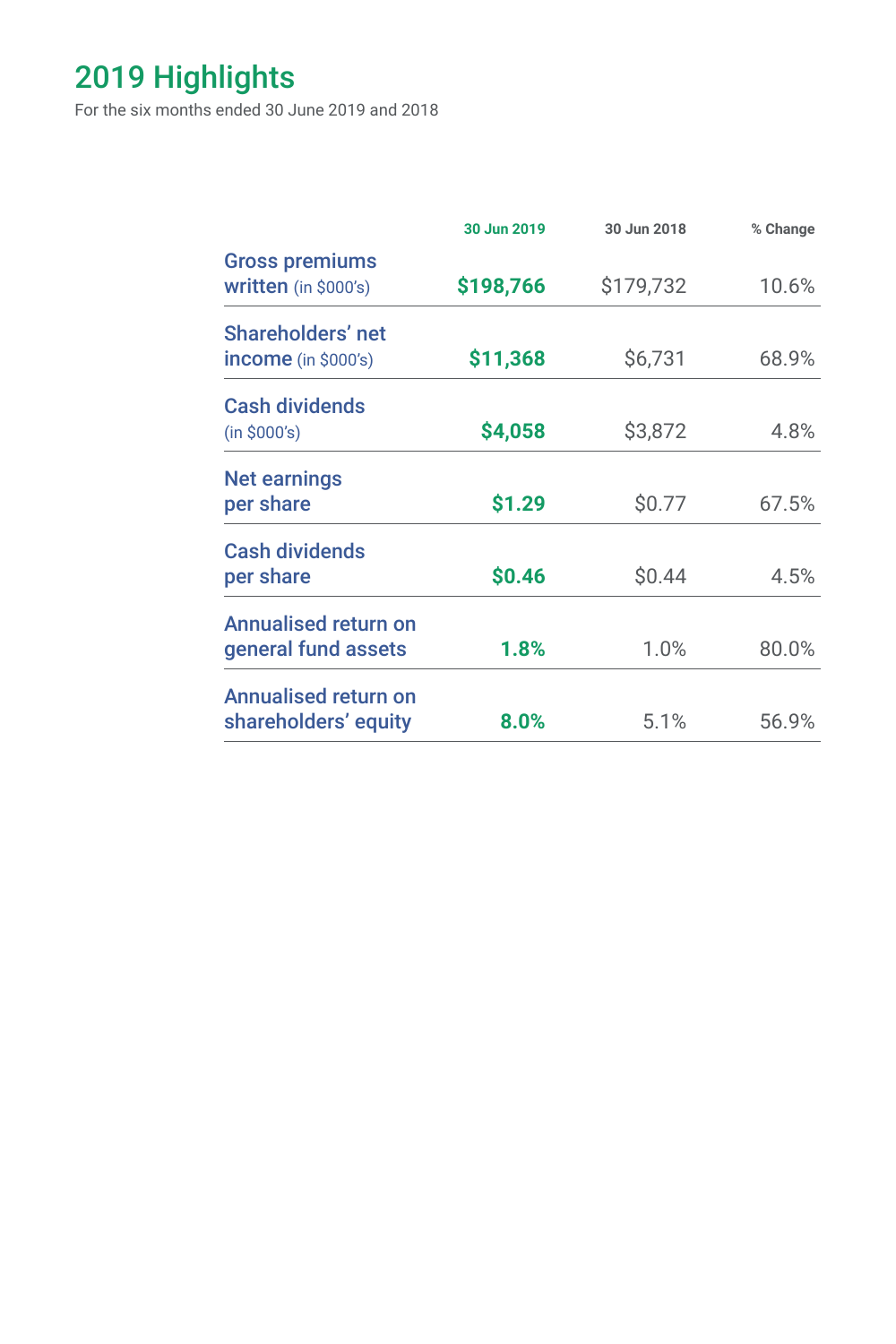# 2019 Highlights

For the six months ended 30 June 2019 and 2018

| | 30 Jun 2019 | 30 Jun 2018 | % Change |
|---|---|---|---|
| **Gross premiums written** (in $000's) | **$198,766** | $179,732 | 10.6% |
| **Shareholders' net income** (in $000's) | **$11,368** | $6,731 | 68.9% |
| **Cash dividends** (in $000's) | **$4,058** | $3,872 | 4.8% |
| **Net earnings per share** | **$1.29** | $0.77 | 67.5% |
| **Cash dividends per share** | **$0.46** | $0.44 | 4.5% |
| **Annualised return on general fund assets** | **1.8%** | 1.0% | 80.0% |
| **Annualised return on shareholders' equity** | **8.0%** | 5.1% | 56.9% |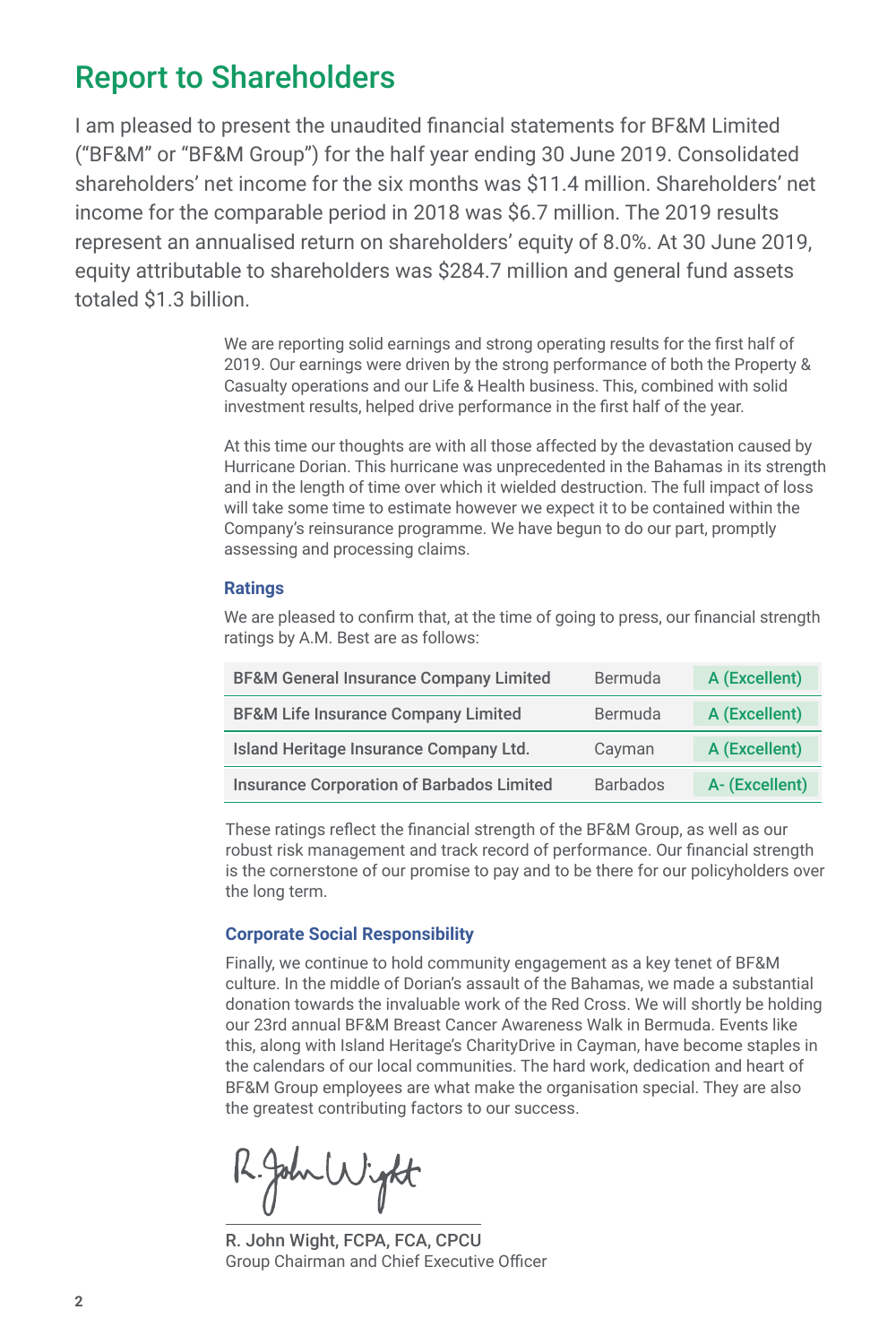# Report to Shareholders

I am pleased to present the unaudited financial statements for BF&M Limited ("BF&M" or "BF&M Group") for the half year ending 30 June 2019. Consolidated shareholders' net income for the six months was $11.4 million. Shareholders' net income for the comparable period in 2018 was $6.7 million. The 2019 results represent an annualised return on shareholders' equity of 8.0%. At 30 June 2019, equity attributable to shareholders was $284.7 million and general fund assets totaled $1.3 billion.

We are reporting solid earnings and strong operating results for the first half of 2019. Our earnings were driven by the strong performance of both the Property & Casualty operations and our Life & Health business. This, combined with solid investment results, helped drive performance in the first half of the year.

At this time our thoughts are with all those affected by the devastation caused by Hurricane Dorian. This hurricane was unprecedented in the Bahamas in its strength and in the length of time over which it wielded destruction. The full impact of loss will take some time to estimate however we expect it to be contained within the Company's reinsurance programme. We have begun to do our part, promptly assessing and processing claims.

### Ratings

We are pleased to confirm that, at the time of going to press, our financial strength ratings by A.M. Best are as follows:

| Company | Jurisdiction | Rating |
| --- | --- | --- |
| BF&M General Insurance Company Limited | Bermuda | A (Excellent) |
| BF&M Life Insurance Company Limited | Bermuda | A (Excellent) |
| Island Heritage Insurance Company Ltd. | Cayman | A (Excellent) |
| Insurance Corporation of Barbados Limited | Barbados | A- (Excellent) |

These ratings reflect the financial strength of the BF&M Group, as well as our robust risk management and track record of performance. Our financial strength is the cornerstone of our promise to pay and to be there for our policyholders over the long term.

### Corporate Social Responsibility

Finally, we continue to hold community engagement as a key tenet of BF&M culture. In the middle of Dorian's assault of the Bahamas, we made a substantial donation towards the invaluable work of the Red Cross. We will shortly be holding our 23rd annual BF&M Breast Cancer Awareness Walk in Bermuda. Events like this, along with Island Heritage's CharityDrive in Cayman, have become staples in the calendars of our local communities. The hard work, dedication and heart of BF&M Group employees are what make the organisation special. They are also the greatest contributing factors to our success.

R. John Wight, FCPA, FCA, CPCU
Group Chairman and Chief Executive Officer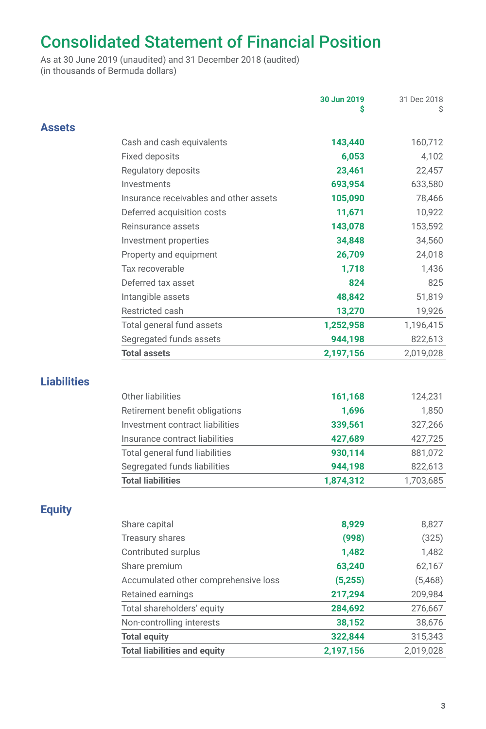# Consolidated Statement of Financial Position

As at 30 June 2019 (unaudited) and 31 December 2018 (audited)
(in thousands of Bermuda dollars)

| | | 30 Jun 2019 $ | 31 Dec 2018 $ |
|---|---|---|---|
| **Assets** | | | |
| | Cash and cash equivalents | **143,440** | 160,712 |
| | Fixed deposits | **6,053** | 4,102 |
| | Regulatory deposits | **23,461** | 22,457 |
| | Investments | **693,954** | 633,580 |
| | Insurance receivables and other assets | **105,090** | 78,466 |
| | Deferred acquisition costs | **11,671** | 10,922 |
| | Reinsurance assets | **143,078** | 153,592 |
| | Investment properties | **34,848** | 34,560 |
| | Property and equipment | **26,709** | 24,018 |
| | Tax recoverable | **1,718** | 1,436 |
| | Deferred tax asset | **824** | 825 |
| | Intangible assets | **48,842** | 51,819 |
| | Restricted cash | **13,270** | 19,926 |
| | Total general fund assets | **1,252,958** | 1,196,415 |
| | Segregated funds assets | **944,198** | 822,613 |
| | **Total assets** | **2,197,156** | 2,019,028 |
| **Liabilities** | | | |
| | Other liabilities | **161,168** | 124,231 |
| | Retirement benefit obligations | **1,696** | 1,850 |
| | Investment contract liabilities | **339,561** | 327,266 |
| | Insurance contract liabilities | **427,689** | 427,725 |
| | Total general fund liabilities | **930,114** | 881,072 |
| | Segregated funds liabilities | **944,198** | 822,613 |
| | **Total liabilities** | **1,874,312** | 1,703,685 |
| **Equity** | | | |
| | Share capital | **8,929** | 8,827 |
| | Treasury shares | **(998)** | (325) |
| | Contributed surplus | **1,482** | 1,482 |
| | Share premium | **63,240** | 62,167 |
| | Accumulated other comprehensive loss | **(5,255)** | (5,468) |
| | Retained earnings | **217,294** | 209,984 |
| | Total shareholders' equity | **284,692** | 276,667 |
| | Non-controlling interests | **38,152** | 38,676 |
| | **Total equity** | **322,844** | 315,343 |
| | **Total liabilities and equity** | **2,197,156** | 2,019,028 |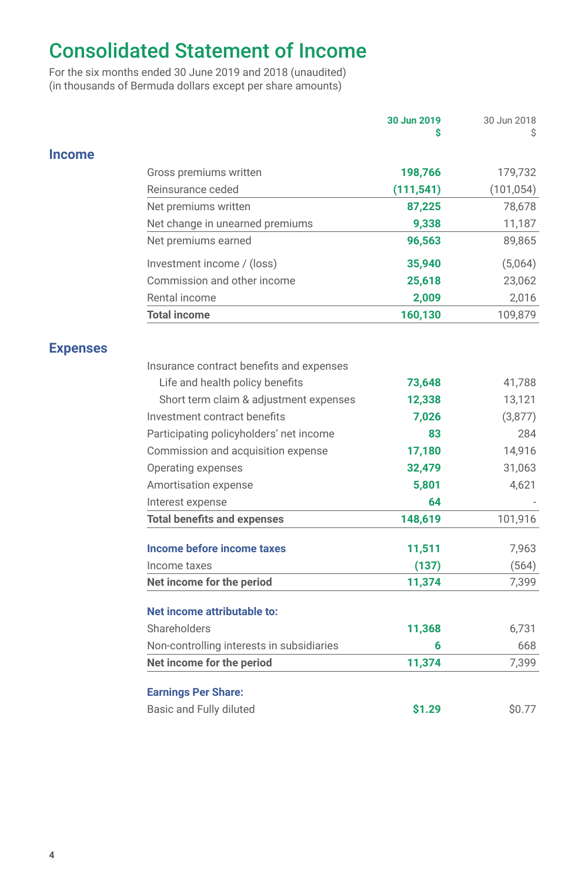# Consolidated Statement of Income

For the six months ended 30 June 2019 and 2018 (unaudited)
(in thousands of Bermuda dollars except per share amounts)

| | | 30 Jun 2019<br>$ | 30 Jun 2018<br>$ |
|---|---|---|---|
| **Income** | | | |
| | Gross premiums written | **198,766** | 179,732 |
| | Reinsurance ceded | **(111,541)** | (101,054) |
| | Net premiums written | **87,225** | 78,678 |
| | Net change in unearned premiums | **9,338** | 11,187 |
| | Net premiums earned | **96,563** | 89,865 |
| | Investment income / (loss) | **35,940** | (5,064) |
| | Commission and other income | **25,618** | 23,062 |
| | Rental income | **2,009** | 2,016 |
| | **Total income** | **160,130** | 109,879 |
| **Expenses** | | | |
| | Insurance contract benefits and expenses | | |
| | Life and health policy benefits | **73,648** | 41,788 |
| | Short term claim & adjustment expenses | **12,338** | 13,121 |
| | Investment contract benefits | **7,026** | (3,877) |
| | Participating policyholders' net income | **83** | 284 |
| | Commission and acquisition expense | **17,180** | 14,916 |
| | Operating expenses | **32,479** | 31,063 |
| | Amortisation expense | **5,801** | 4,621 |
| | Interest expense | **64** | - |
| | **Total benefits and expenses** | **148,619** | 101,916 |
| | **Income before income taxes** | **11,511** | 7,963 |
| | Income taxes | **(137)** | (564) |
| | **Net income for the period** | **11,374** | 7,399 |
| | **Net income attributable to:** | | |
| | Shareholders | **11,368** | 6,731 |
| | Non-controlling interests in subsidiaries | **6** | 668 |
| | **Net income for the period** | **11,374** | 7,399 |
| | **Earnings Per Share:** | | |
| | Basic and Fully diluted | **$1.29** | $0.77 |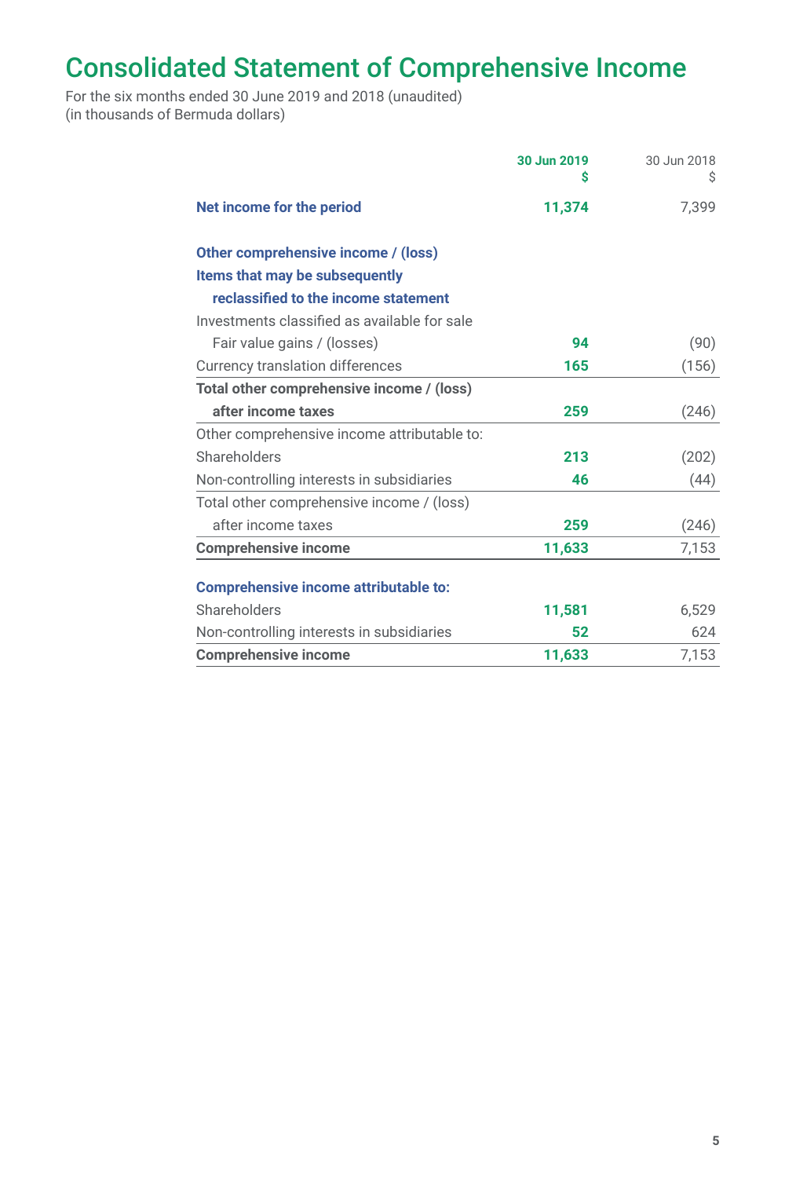# Consolidated Statement of Comprehensive Income

For the six months ended 30 June 2019 and 2018 (unaudited)
(in thousands of Bermuda dollars)

| | **30 Jun 2019** **$** | 30 Jun 2018 $ |
|---|---|---|
| **Net income for the period** | **11,374** | 7,399 |
| | | |
| **Other comprehensive income / (loss)** | | |
| **Items that may be subsequently reclassified to the income statement** | | |
| Investments classified as available for sale | | |
| Fair value gains / (losses) | **94** | (90) |
| Currency translation differences | **165** | (156) |
| **Total other comprehensive income / (loss) after income taxes** | **259** | (246) |
| Other comprehensive income attributable to: | | |
| Shareholders | **213** | (202) |
| Non-controlling interests in subsidiaries | **46** | (44) |
| Total other comprehensive income / (loss) after income taxes | **259** | (246) |
| **Comprehensive income** | **11,633** | 7,153 |
| | | |
| **Comprehensive income attributable to:** | | |
| Shareholders | **11,581** | 6,529 |
| Non-controlling interests in subsidiaries | **52** | 624 |
| **Comprehensive income** | **11,633** | 7,153 |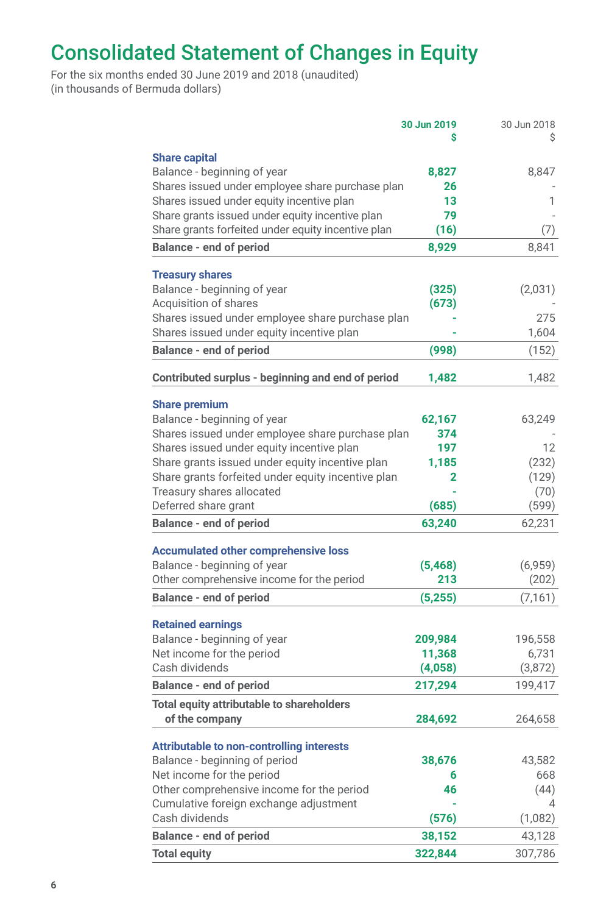# Consolidated Statement of Changes in Equity

For the six months ended 30 June 2019 and 2018 (unaudited)
(in thousands of Bermuda dollars)

| | 30 Jun 2019<br>$ | 30 Jun 2018<br>$ |
|---|---|---|
| **Share capital** | | |
| Balance - beginning of year | 8,827 | 8,847 |
| Shares issued under employee share purchase plan | 26 | - |
| Shares issued under equity incentive plan | 13 | 1 |
| Share grants issued under equity incentive plan | 79 | - |
| Share grants forfeited under equity incentive plan | (16) | (7) |
| **Balance - end of period** | **8,929** | **8,841** |
| **Treasury shares** | | |
| Balance - beginning of year | (325) | (2,031) |
| Acquisition of shares | (673) | - |
| Shares issued under employee share purchase plan | - | 275 |
| Shares issued under equity incentive plan | - | 1,604 |
| **Balance - end of period** | **(998)** | **(152)** |
| **Contributed surplus - beginning and end of period** | **1,482** | **1,482** |
| **Share premium** | | |
| Balance - beginning of year | 62,167 | 63,249 |
| Shares issued under employee share purchase plan | 374 | - |
| Shares issued under equity incentive plan | 197 | 12 |
| Share grants issued under equity incentive plan | 1,185 | (232) |
| Share grants forfeited under equity incentive plan | 2 | (129) |
| Treasury shares allocated | - | (70) |
| Deferred share grant | (685) | (599) |
| **Balance - end of period** | **63,240** | **62,231** |
| **Accumulated other comprehensive loss** | | |
| Balance - beginning of year | (5,468) | (6,959) |
| Other comprehensive income for the period | 213 | (202) |
| **Balance - end of period** | **(5,255)** | **(7,161)** |
| **Retained earnings** | | |
| Balance - beginning of year | 209,984 | 196,558 |
| Net income for the period | 11,368 | 6,731 |
| Cash dividends | (4,058) | (3,872) |
| **Balance - end of period** | **217,294** | **199,417** |
| **Total equity attributable to shareholders of the company** | **284,692** | **264,658** |
| **Attributable to non-controlling interests** | | |
| Balance - beginning of period | 38,676 | 43,582 |
| Net income for the period | 6 | 668 |
| Other comprehensive income for the period | 46 | (44) |
| Cumulative foreign exchange adjustment | - | 4 |
| Cash dividends | (576) | (1,082) |
| **Balance - end of period** | **38,152** | **43,128** |
| **Total equity** | **322,844** | **307,786** |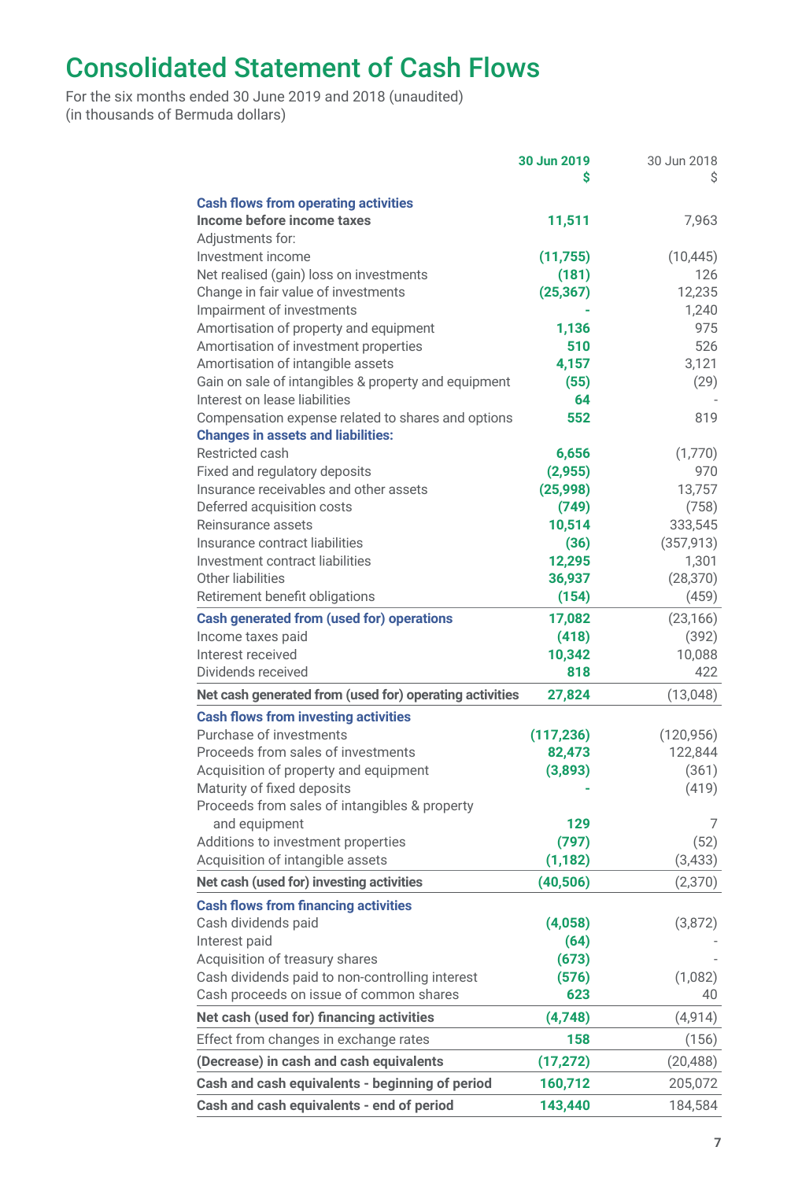# Consolidated Statement of Cash Flows

For the six months ended 30 June 2019 and 2018 (unaudited)
(in thousands of Bermuda dollars)

| | 30 Jun 2019<br>$ | 30 Jun 2018<br>$ |
|---|---|---|
| **Cash flows from operating activities** | | |
| **Income before income taxes** | 11,511 | 7,963 |
| Adjustments for: | | |
| Investment income | (11,755) | (10,445) |
| Net realised (gain) loss on investments | (181) | 126 |
| Change in fair value of investments | (25,367) | 12,235 |
| Impairment of investments | - | 1,240 |
| Amortisation of property and equipment | 1,136 | 975 |
| Amortisation of investment properties | 510 | 526 |
| Amortisation of intangible assets | 4,157 | 3,121 |
| Gain on sale of intangibles & property and equipment | (55) | (29) |
| Interest on lease liabilities | 64 | - |
| Compensation expense related to shares and options | 552 | 819 |
| **Changes in assets and liabilities:** | | |
| Restricted cash | 6,656 | (1,770) |
| Fixed and regulatory deposits | (2,955) | 970 |
| Insurance receivables and other assets | (25,998) | 13,757 |
| Deferred acquisition costs | (749) | (758) |
| Reinsurance assets | 10,514 | 333,545 |
| Insurance contract liabilities | (36) | (357,913) |
| Investment contract liabilities | 12,295 | 1,301 |
| Other liabilities | 36,937 | (28,370) |
| Retirement benefit obligations | (154) | (459) |
| **Cash generated from (used for) operations** | 17,082 | (23,166) |
| Income taxes paid | (418) | (392) |
| Interest received | 10,342 | 10,088 |
| Dividends received | 818 | 422 |
| **Net cash generated from (used for) operating activities** | 27,824 | (13,048) |
| **Cash flows from investing activities** | | |
| Purchase of investments | (117,236) | (120,956) |
| Proceeds from sales of investments | 82,473 | 122,844 |
| Acquisition of property and equipment | (3,893) | (361) |
| Maturity of fixed deposits | - | (419) |
| Proceeds from sales of intangibles & property and equipment | 129 | 7 |
| Additions to investment properties | (797) | (52) |
| Acquisition of intangible assets | (1,182) | (3,433) |
| **Net cash (used for) investing activities** | (40,506) | (2,370) |
| **Cash flows from financing activities** | | |
| Cash dividends paid | (4,058) | (3,872) |
| Interest paid | (64) | - |
| Acquisition of treasury shares | (673) | - |
| Cash dividends paid to non-controlling interest | (576) | (1,082) |
| Cash proceeds on issue of common shares | 623 | 40 |
| **Net cash (used for) financing activities** | (4,748) | (4,914) |
| Effect from changes in exchange rates | 158 | (156) |
| **(Decrease) in cash and cash equivalents** | (17,272) | (20,488) |
| **Cash and cash equivalents - beginning of period** | 160,712 | 205,072 |
| **Cash and cash equivalents - end of period** | 143,440 | 184,584 |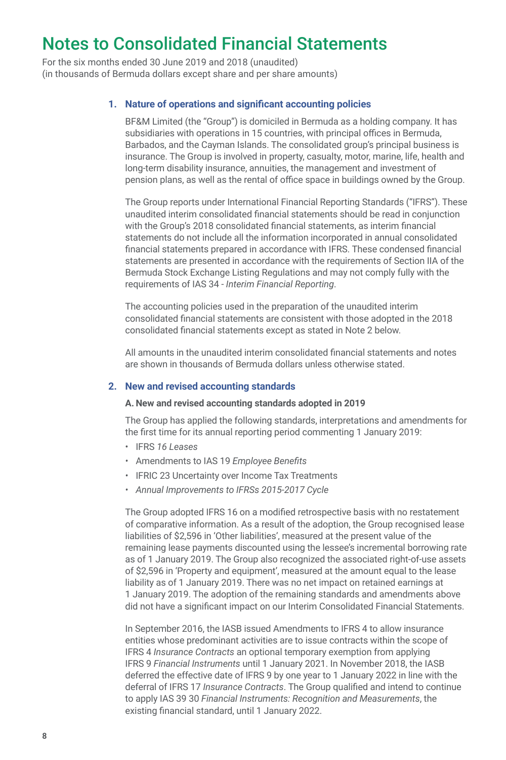# Notes to Consolidated Financial Statements

For the six months ended 30 June 2019 and 2018 (unaudited)
(in thousands of Bermuda dollars except share and per share amounts)

## 1. Nature of operations and significant accounting policies

BF&M Limited (the "Group") is domiciled in Bermuda as a holding company. It has subsidiaries with operations in 15 countries, with principal offices in Bermuda, Barbados, and the Cayman Islands. The consolidated group's principal business is insurance. The Group is involved in property, casualty, motor, marine, life, health and long-term disability insurance, annuities, the management and investment of pension plans, as well as the rental of office space in buildings owned by the Group.

The Group reports under International Financial Reporting Standards ("IFRS"). These unaudited interim consolidated financial statements should be read in conjunction with the Group's 2018 consolidated financial statements, as interim financial statements do not include all the information incorporated in annual consolidated financial statements prepared in accordance with IFRS. These condensed financial statements are presented in accordance with the requirements of Section IIA of the Bermuda Stock Exchange Listing Regulations and may not comply fully with the requirements of IAS 34 - *Interim Financial Reporting*.

The accounting policies used in the preparation of the unaudited interim consolidated financial statements are consistent with those adopted in the 2018 consolidated financial statements except as stated in Note 2 below.

All amounts in the unaudited interim consolidated financial statements and notes are shown in thousands of Bermuda dollars unless otherwise stated.

## 2. New and revised accounting standards

### A. New and revised accounting standards adopted in 2019

The Group has applied the following standards, interpretations and amendments for the first time for its annual reporting period commenting 1 January 2019:

- IFRS *16 Leases*
- Amendments to IAS 19 *Employee Benefits*
- IFRIC 23 Uncertainty over Income Tax Treatments
- *Annual Improvements to IFRSs 2015-2017 Cycle*

The Group adopted IFRS 16 on a modified retrospective basis with no restatement of comparative information. As a result of the adoption, the Group recognised lease liabilities of $2,596 in 'Other liabilities', measured at the present value of the remaining lease payments discounted using the lessee's incremental borrowing rate as of 1 January 2019. The Group also recognized the associated right-of-use assets of $2,596 in 'Property and equipment', measured at the amount equal to the lease liability as of 1 January 2019. There was no net impact on retained earnings at 1 January 2019. The adoption of the remaining standards and amendments above did not have a significant impact on our Interim Consolidated Financial Statements.

In September 2016, the IASB issued Amendments to IFRS 4 to allow insurance entities whose predominant activities are to issue contracts within the scope of IFRS 4 *Insurance Contracts* an optional temporary exemption from applying IFRS 9 *Financial Instruments* until 1 January 2021. In November 2018, the IASB deferred the effective date of IFRS 9 by one year to 1 January 2022 in line with the deferral of IFRS 17 *Insurance Contracts*. The Group qualified and intend to continue to apply IAS 39 30 *Financial Instruments: Recognition and Measurements*, the existing financial standard, until 1 January 2022.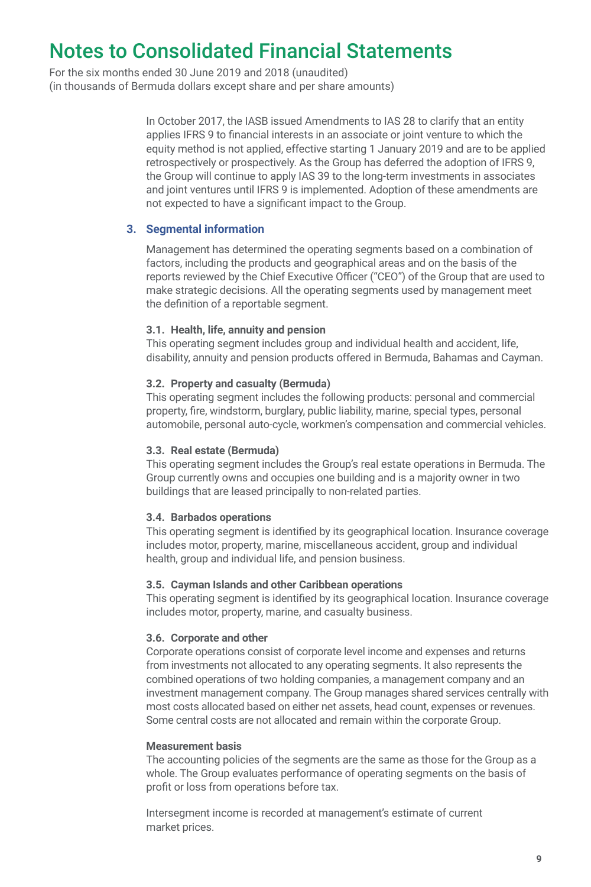In October 2017, the IASB issued Amendments to IAS 28 to clarify that an entity applies IFRS 9 to financial interests in an associate or joint venture to which the equity method is not applied, effective starting 1 January 2019 and are to be applied retrospectively or prospectively. As the Group has deferred the adoption of IFRS 9, the Group will continue to apply IAS 39 to the long-term investments in associates and joint ventures until IFRS 9 is implemented. Adoption of these amendments are not expected to have a significant impact to the Group.

## 3. Segmental information

Management has determined the operating segments based on a combination of factors, including the products and geographical areas and on the basis of the reports reviewed by the Chief Executive Officer ("CEO") of the Group that are used to make strategic decisions. All the operating segments used by management meet the definition of a reportable segment.

### 3.1. Health, life, annuity and pension

This operating segment includes group and individual health and accident, life, disability, annuity and pension products offered in Bermuda, Bahamas and Cayman.

### 3.2. Property and casualty (Bermuda)

This operating segment includes the following products: personal and commercial property, fire, windstorm, burglary, public liability, marine, special types, personal automobile, personal auto-cycle, workmen's compensation and commercial vehicles.

### 3.3. Real estate (Bermuda)

This operating segment includes the Group's real estate operations in Bermuda. The Group currently owns and occupies one building and is a majority owner in two buildings that are leased principally to non-related parties.

### 3.4. Barbados operations

This operating segment is identified by its geographical location. Insurance coverage includes motor, property, marine, miscellaneous accident, group and individual health, group and individual life, and pension business.

### 3.5. Cayman Islands and other Caribbean operations

This operating segment is identified by its geographical location. Insurance coverage includes motor, property, marine, and casualty business.

### 3.6. Corporate and other

Corporate operations consist of corporate level income and expenses and returns from investments not allocated to any operating segments. It also represents the combined operations of two holding companies, a management company and an investment management company. The Group manages shared services centrally with most costs allocated based on either net assets, head count, expenses or revenues. Some central costs are not allocated and remain within the corporate Group.

**Measurement basis**

The accounting policies of the segments are the same as those for the Group as a whole. The Group evaluates performance of operating segments on the basis of profit or loss from operations before tax.

Intersegment income is recorded at management's estimate of current market prices.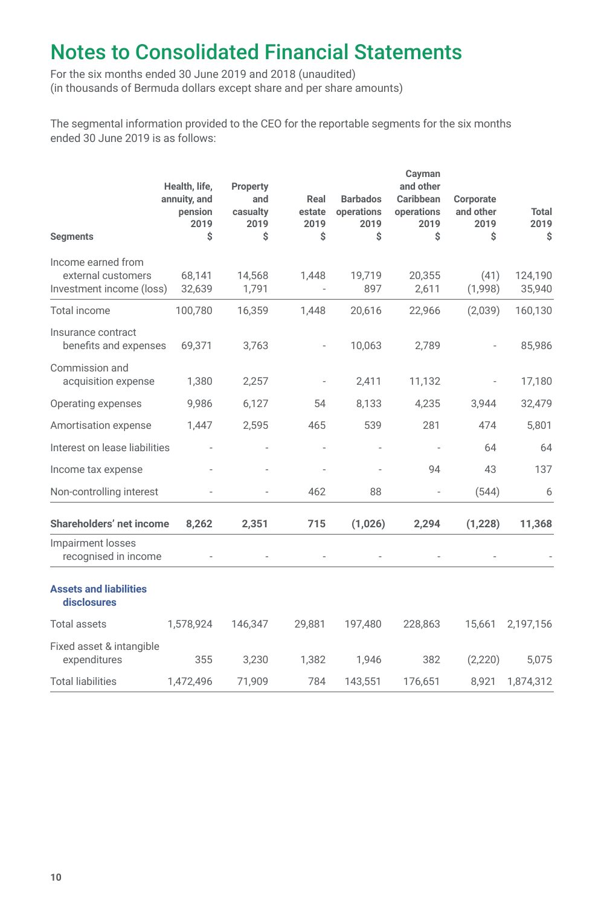# Notes to Consolidated Financial Statements

For the six months ended 30 June 2019 and 2018 (unaudited)
(in thousands of Bermuda dollars except share and per share amounts)

The segmental information provided to the CEO for the reportable segments for the six months ended 30 June 2019 is as follows:

| Segments | Health, life, annuity, and pension 2019 $ | Property and casualty 2019 $ | Real estate 2019 $ | Barbados operations 2019 $ | Cayman and other Caribbean operations 2019 $ | Corporate and other 2019 $ | Total 2019 $ |
|---|---|---|---|---|---|---|---|
| Income earned from external customers | 68,141 | 14,568 | 1,448 | 19,719 | 20,355 | (41) | 124,190 |
| Investment income (loss) | 32,639 | 1,791 | - | 897 | 2,611 | (1,998) | 35,940 |
| Total income | 100,780 | 16,359 | 1,448 | 20,616 | 22,966 | (2,039) | 160,130 |
| Insurance contract benefits and expenses | 69,371 | 3,763 | - | 10,063 | 2,789 | - | 85,986 |
| Commission and acquisition expense | 1,380 | 2,257 | - | 2,411 | 11,132 | - | 17,180 |
| Operating expenses | 9,986 | 6,127 | 54 | 8,133 | 4,235 | 3,944 | 32,479 |
| Amortisation expense | 1,447 | 2,595 | 465 | 539 | 281 | 474 | 5,801 |
| Interest on lease liabilities | - | - | - | - | - | 64 | 64 |
| Income tax expense | - | - | - | - | 94 | 43 | 137 |
| Non-controlling interest | - | - | 462 | 88 | - | (544) | 6 |
| **Shareholders' net income** | **8,262** | **2,351** | **715** | **(1,026)** | **2,294** | **(1,228)** | **11,368** |
| Impairment losses recognised in income | - | - | - | - | - | - | - |
| **Assets and liabilities disclosures** | | | | | | | |
| Total assets | 1,578,924 | 146,347 | 29,881 | 197,480 | 228,863 | 15,661 | 2,197,156 |
| Fixed asset & intangible expenditures | 355 | 3,230 | 1,382 | 1,946 | 382 | (2,220) | 5,075 |
| Total liabilities | 1,472,496 | 71,909 | 784 | 143,551 | 176,651 | 8,921 | 1,874,312 |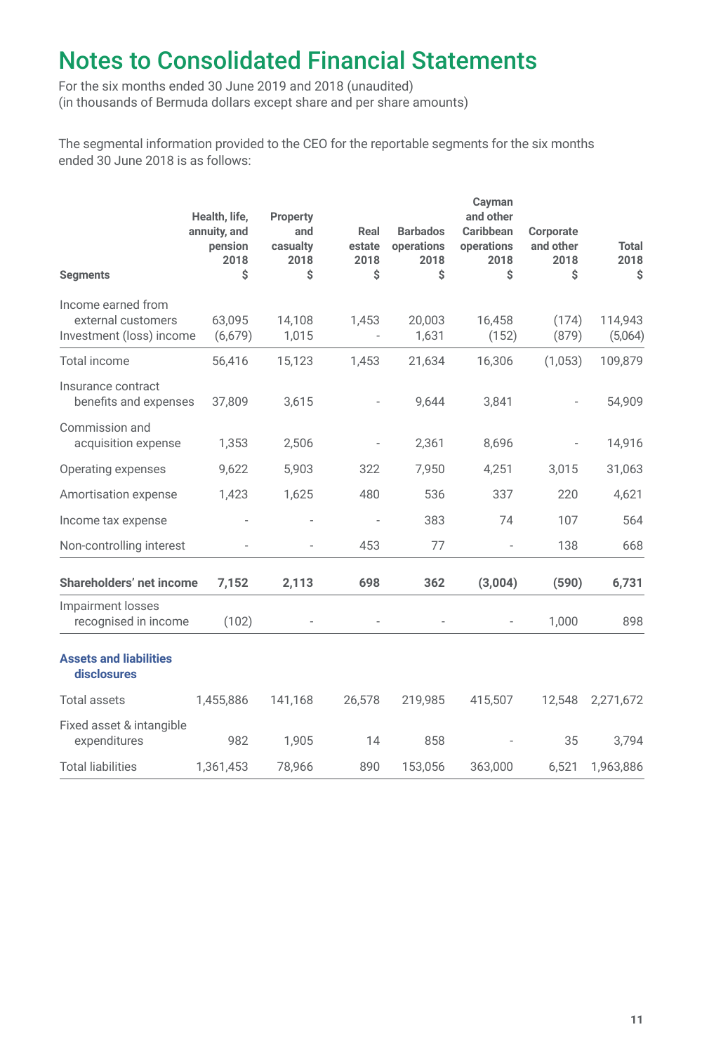# Notes to Consolidated Financial Statements

For the six months ended 30 June 2019 and 2018 (unaudited)
(in thousands of Bermuda dollars except share and per share amounts)

The segmental information provided to the CEO for the reportable segments for the six months ended 30 June 2018 is as follows:

| Segments | Health, life, annuity, and pension 2018 $ | Property and casualty 2018 $ | Real estate 2018 $ | Barbados operations 2018 $ | Cayman and other Caribbean operations 2018 $ | Corporate and other 2018 $ | Total 2018 $ |
|---|---|---|---|---|---|---|---|
| Income earned from external customers | 63,095 | 14,108 | 1,453 | 20,003 | 16,458 | (174) | 114,943 |
| Investment (loss) income | (6,679) | 1,015 | - | 1,631 | (152) | (879) | (5,064) |
| Total income | 56,416 | 15,123 | 1,453 | 21,634 | 16,306 | (1,053) | 109,879 |
| Insurance contract benefits and expenses | 37,809 | 3,615 | - | 9,644 | 3,841 | - | 54,909 |
| Commission and acquisition expense | 1,353 | 2,506 | - | 2,361 | 8,696 | - | 14,916 |
| Operating expenses | 9,622 | 5,903 | 322 | 7,950 | 4,251 | 3,015 | 31,063 |
| Amortisation expense | 1,423 | 1,625 | 480 | 536 | 337 | 220 | 4,621 |
| Income tax expense | - | - | - | 383 | 74 | 107 | 564 |
| Non-controlling interest | - | - | 453 | 77 | - | 138 | 668 |
| **Shareholders' net income** | **7,152** | **2,113** | **698** | **362** | **(3,004)** | **(590)** | **6,731** |
| Impairment losses recognised in income | (102) | - | - | - | - | 1,000 | 898 |
| **Assets and liabilities disclosures** | | | | | | | |
| Total assets | 1,455,886 | 141,168 | 26,578 | 219,985 | 415,507 | 12,548 | 2,271,672 |
| Fixed asset & intangible expenditures | 982 | 1,905 | 14 | 858 | - | 35 | 3,794 |
| Total liabilities | 1,361,453 | 78,966 | 890 | 153,056 | 363,000 | 6,521 | 1,963,886 |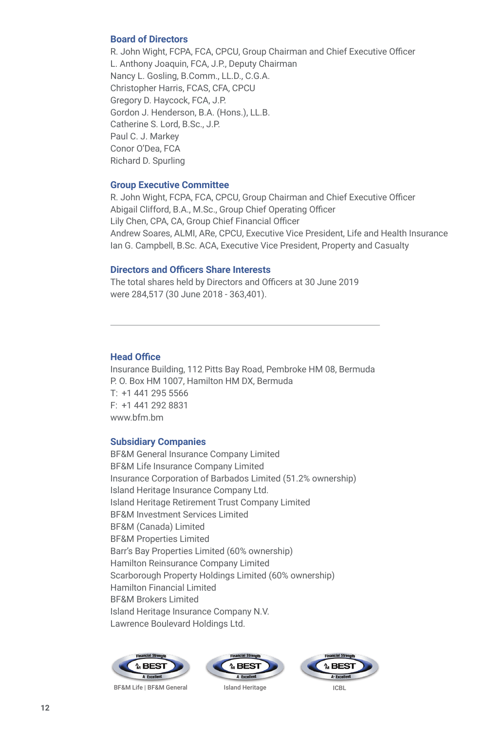## Board of Directors

R. John Wight, FCPA, FCA, CPCU, Group Chairman and Chief Executive Officer
L. Anthony Joaquin, FCA, J.P., Deputy Chairman
Nancy L. Gosling, B.Comm., LL.D., C.G.A.
Christopher Harris, FCAS, CFA, CPCU
Gregory D. Haycock, FCA, J.P.
Gordon J. Henderson, B.A. (Hons.), LL.B.
Catherine S. Lord, B.Sc., J.P.
Paul C. J. Markey
Conor O'Dea, FCA
Richard D. Spurling

## Group Executive Committee

R. John Wight, FCPA, FCA, CPCU, Group Chairman and Chief Executive Officer
Abigail Clifford, B.A., M.Sc., Group Chief Operating Officer
Lily Chen, CPA, CA, Group Chief Financial Officer
Andrew Soares, ALMI, ARe, CPCU, Executive Vice President, Life and Health Insurance
Ian G. Campbell, B.Sc. ACA, Executive Vice President, Property and Casualty

## Directors and Officers Share Interests

The total shares held by Directors and Officers at 30 June 2019 were 284,517 (30 June 2018 - 363,401).

---

## Head Office

Insurance Building, 112 Pitts Bay Road, Pembroke HM 08, Bermuda
P. O. Box HM 1007, Hamilton HM DX, Bermuda
T: +1 441 295 5566
F: +1 441 292 8831
www.bfm.bm

## Subsidiary Companies

BF&M General Insurance Company Limited
BF&M Life Insurance Company Limited
Insurance Corporation of Barbados Limited (51.2% ownership)
Island Heritage Insurance Company Ltd.
Island Heritage Retirement Trust Company Limited
BF&M Investment Services Limited
BF&M (Canada) Limited
BF&M Properties Limited
Barr's Bay Properties Limited (60% ownership)
Hamilton Reinsurance Company Limited
Scarborough Property Holdings Limited (60% ownership)
Hamilton Financial Limited
BF&M Brokers Limited
Island Heritage Insurance Company N.V.
Lawrence Boulevard Holdings Ltd.

Financial Strength AM BEST A Excellent — BF&M Life | BF&M General

Financial Strength AM BEST A Excellent — Island Heritage

Financial Strength AM BEST A- Excellent — ICBL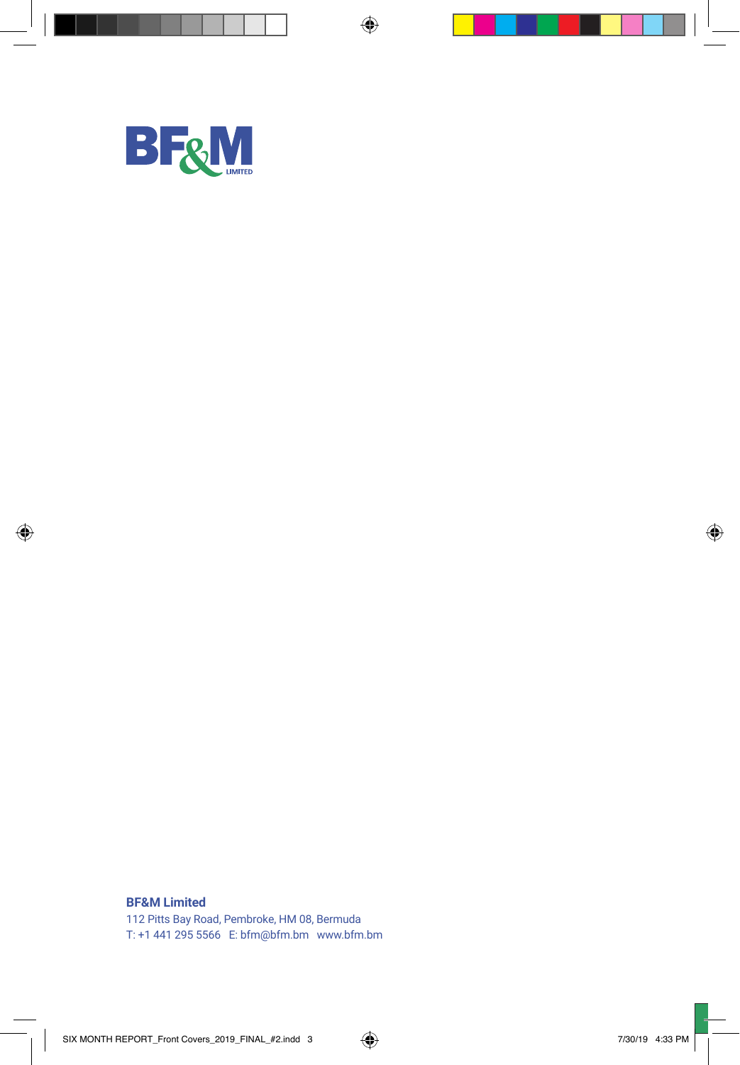**BF&M Limited**

112 Pitts Bay Road, Pembroke, HM 08, Bermuda

T: +1 441 295 5566 E: bfm@bfm.bm www.bfm.bm